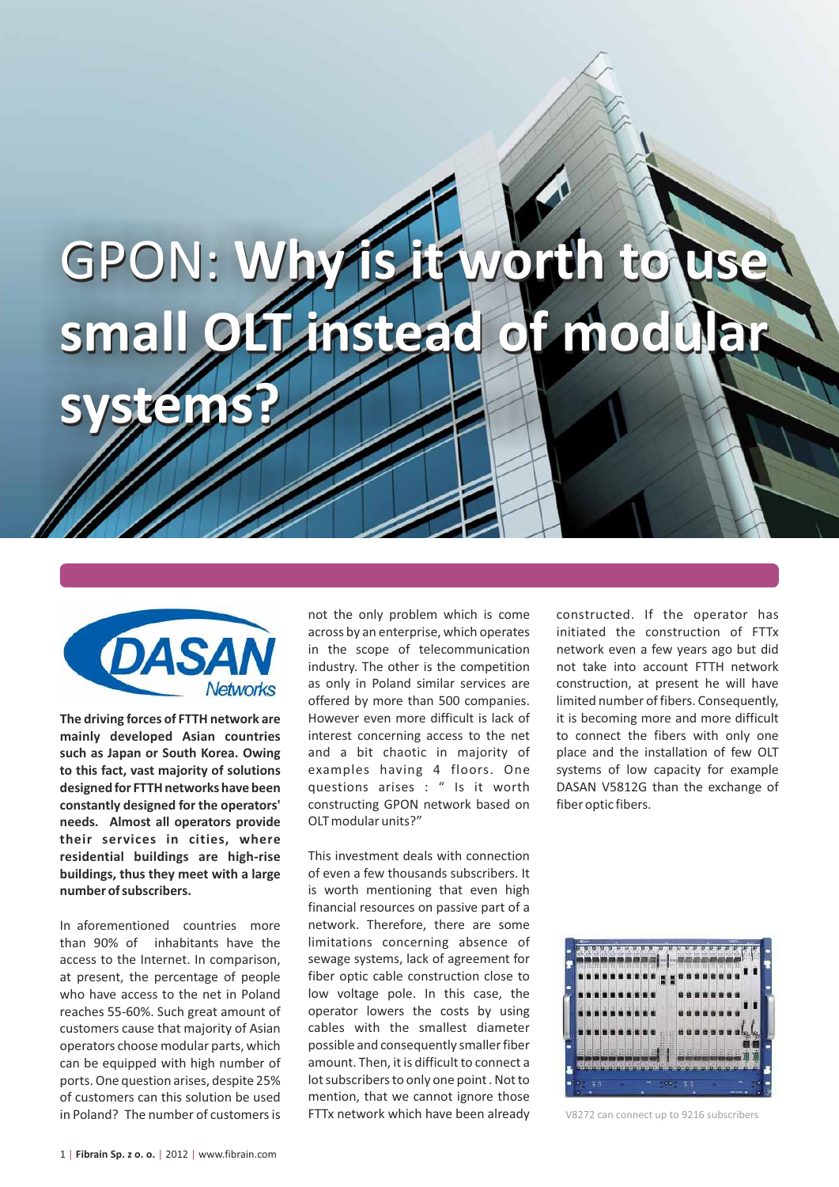# GPON: Why is it worth to use small OLT instead of modular systems?

**The driving forces of FTTH network are mainly developed Asian countries such as Japan or South Korea. Owing to this fact, vast majority of solutions designed for FTTH networks have been constantly designed for the operators' needs. Almost all operators provide their services in cities, where residential buildings are high-rise buildings, thus they meet with a large number of subscribers.**

In aforementioned countries more than 90% of inhabitants have the access to the Internet. In comparison, at present, the percentage of people who have access to the net in Poland reaches 55-60%. Such great amount of customers cause that majority of Asian operators choose modular parts, which can be equipped with high number of ports. One question arises, despite 25% of customers can this solution be used in Poland? The number of customers is not the only problem which is come across by an enterprise, which operates in the scope of telecommunication industry. The other is the competition as only in Poland similar services are offered by more than 500 companies. However even more difficult is lack of interest concerning access to the net and a bit chaotic in majority of examples having 4 floors. One questions arises : " Is it worth constructing GPON network based on OLT modular units?"

This investment deals with connection of even a few thousands subscribers. It is worth mentioning that even high financial resources on passive part of a network. Therefore, there are some limitations concerning absence of sewage systems, lack of agreement for fiber optic cable construction close to low voltage pole. In this case, the operator lowers the costs by using cables with the smallest diameter possible and consequently smaller fiber amount. Then, it is difficult to connect a lot subscribers to only one point . Not to mention, that we cannot ignore those FTTx network which have been already constructed. If the operator has initiated the construction of FTTx network even a few years ago but did not take into account FTTH network construction, at present he will have limited number of fibers. Consequently, it is becoming more and more difficult to connect the fibers with only one place and the installation of few OLT systems of low capacity for example DASAN V5812G than the exchange of fiber optic fibers.

V8272 can connect up to 9216 subscribers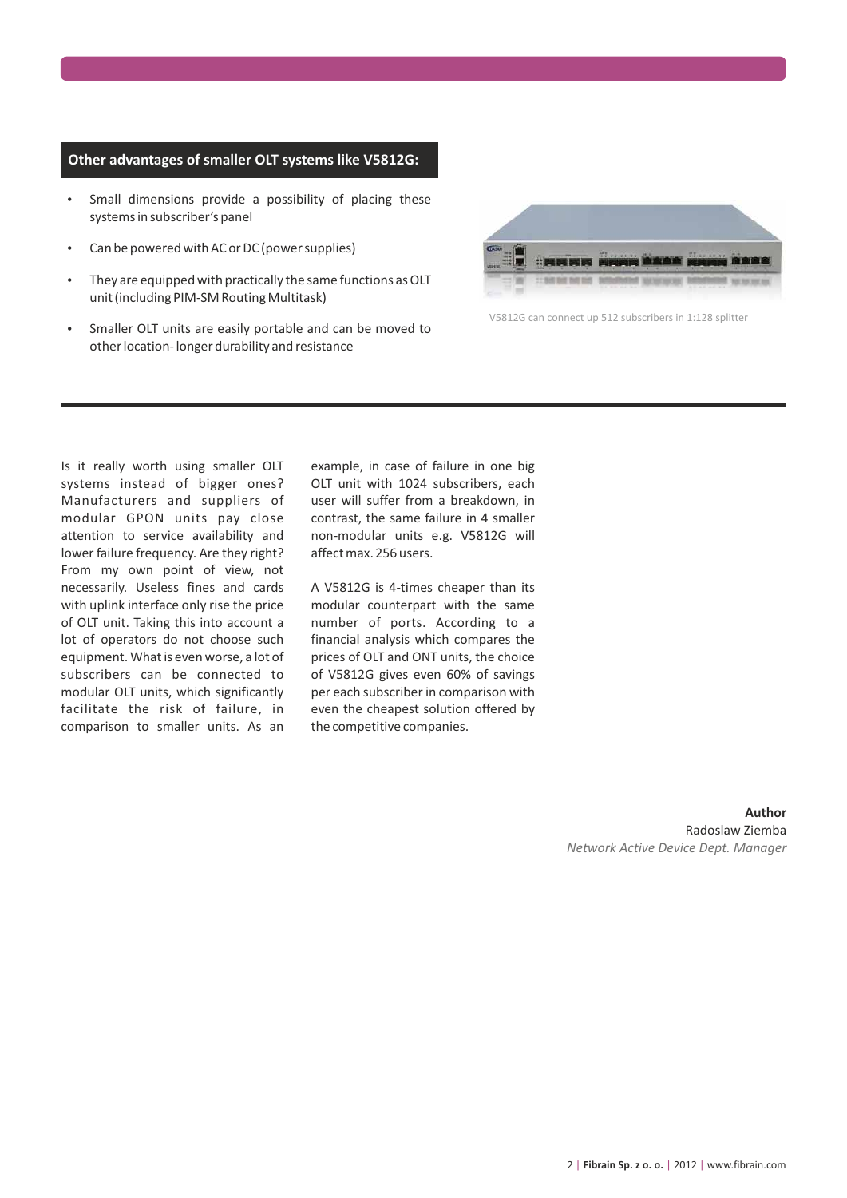## Other advantages of smaller OLT systems like V5812G:

- Small dimensions provide a possibility of placing these systems in subscriber's panel
- Can be powered with AC or DC (power supplies)
- They are equipped with practically the same functions as OLT unit (including PIM-SM Routing Multitask)
- Smaller OLT units are easily portable and can be moved to other location- longer durability and resistance

V5812G can connect up 512 subscribers in 1:128 splitter

Is it really worth using smaller OLT systems instead of bigger ones? Manufacturers and suppliers of modular GPON units pay close attention to service availability and lower failure frequency. Are they right? From my own point of view, not necessarily. Useless fines and cards with uplink interface only rise the price of OLT unit. Taking this into account a lot of operators do not choose such equipment. What is even worse, a lot of subscribers can be connected to modular OLT units, which significantly facilitate the risk of failure, in comparison to smaller units. As an example, in case of failure in one big OLT unit with 1024 subscribers, each user will suffer from a breakdown, in contrast, the same failure in 4 smaller non-modular units e.g. V5812G will affect max. 256 users.

A V5812G is 4-times cheaper than its modular counterpart with the same number of ports. According to a financial analysis which compares the prices of OLT and ONT units, the choice of V5812G gives even 60% of savings per each subscriber in comparison with even the cheapest solution offered by the competitive companies.

**Author**
Radoslaw Ziemba
*Network Active Device Dept. Manager*